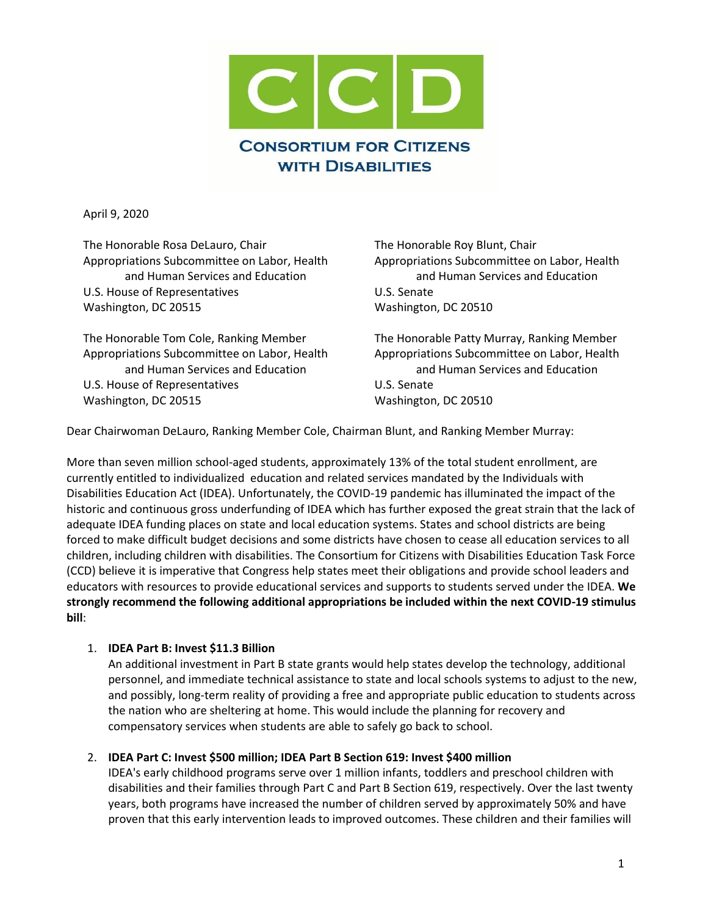# CONSORTIUM FOR CITIZENS WITH DISABILITIES

April 9, 2020

The Honorable Rosa DeLauro, Chair
Appropriations Subcommittee on Labor, Health and Human Services and Education
U.S. House of Representatives
Washington, DC 20515

The Honorable Tom Cole, Ranking Member
Appropriations Subcommittee on Labor, Health and Human Services and Education
U.S. House of Representatives
Washington, DC 20515

The Honorable Roy Blunt, Chair
Appropriations Subcommittee on Labor, Health and Human Services and Education
U.S. Senate
Washington, DC 20510

The Honorable Patty Murray, Ranking Member
Appropriations Subcommittee on Labor, Health and Human Services and Education
U.S. Senate
Washington, DC 20510

Dear Chairwoman DeLauro, Ranking Member Cole, Chairman Blunt, and Ranking Member Murray:

More than seven million school-aged students, approximately 13% of the total student enrollment, are currently entitled to individualized education and related services mandated by the Individuals with Disabilities Education Act (IDEA). Unfortunately, the COVID-19 pandemic has illuminated the impact of the historic and continuous gross underfunding of IDEA which has further exposed the great strain that the lack of adequate IDEA funding places on state and local education systems. States and school districts are being forced to make difficult budget decisions and some districts have chosen to cease all education services to all children, including children with disabilities. The Consortium for Citizens with Disabilities Education Task Force (CCD) believe it is imperative that Congress help states meet their obligations and provide school leaders and educators with resources to provide educational services and supports to students served under the IDEA. **We strongly recommend the following additional appropriations be included within the next COVID-19 stimulus bill**:

1. **IDEA Part B: Invest $11.3 Billion**
   An additional investment in Part B state grants would help states develop the technology, additional personnel, and immediate technical assistance to state and local schools systems to adjust to the new, and possibly, long-term reality of providing a free and appropriate public education to students across the nation who are sheltering at home. This would include the planning for recovery and compensatory services when students are able to safely go back to school.

2. **IDEA Part C: Invest $500 million; IDEA Part B Section 619: Invest $400 million**
   IDEA's early childhood programs serve over 1 million infants, toddlers and preschool children with disabilities and their families through Part C and Part B Section 619, respectively. Over the last twenty years, both programs have increased the number of children served by approximately 50% and have proven that this early intervention leads to improved outcomes. These children and their families will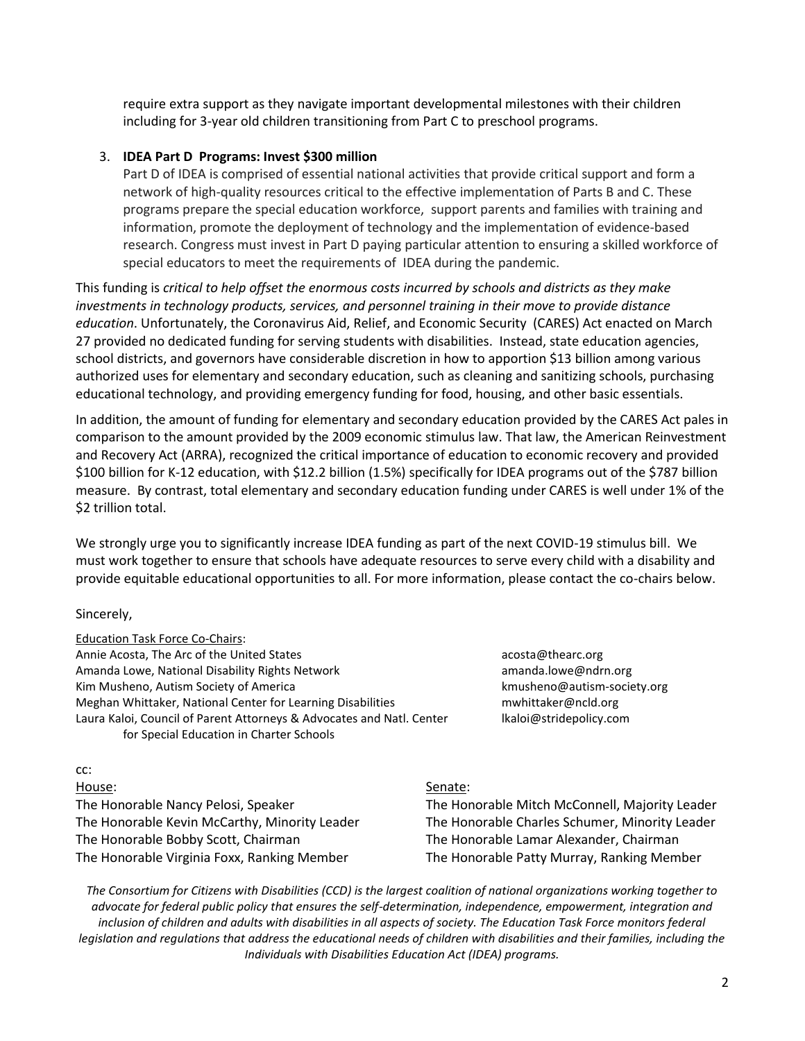require extra support as they navigate important developmental milestones with their children including for 3-year old children transitioning from Part C to preschool programs.

3. **IDEA Part D Programs: Invest $300 million**
   Part D of IDEA is comprised of essential national activities that provide critical support and form a network of high-quality resources critical to the effective implementation of Parts B and C. These programs prepare the special education workforce, support parents and families with training and information, promote the deployment of technology and the implementation of evidence-based research. Congress must invest in Part D paying particular attention to ensuring a skilled workforce of special educators to meet the requirements of IDEA during the pandemic.

This funding is *critical to help offset the enormous costs incurred by schools and districts as they make investments in technology products, services, and personnel training in their move to provide distance education*. Unfortunately, the Coronavirus Aid, Relief, and Economic Security (CARES) Act enacted on March 27 provided no dedicated funding for serving students with disabilities. Instead, state education agencies, school districts, and governors have considerable discretion in how to apportion $13 billion among various authorized uses for elementary and secondary education, such as cleaning and sanitizing schools, purchasing educational technology, and providing emergency funding for food, housing, and other basic essentials.

In addition, the amount of funding for elementary and secondary education provided by the CARES Act pales in comparison to the amount provided by the 2009 economic stimulus law. That law, the American Reinvestment and Recovery Act (ARRA), recognized the critical importance of education to economic recovery and provided $100 billion for K-12 education, with $12.2 billion (1.5%) specifically for IDEA programs out of the $787 billion measure. By contrast, total elementary and secondary education funding under CARES is well under 1% of the $2 trillion total.

We strongly urge you to significantly increase IDEA funding as part of the next COVID-19 stimulus bill. We must work together to ensure that schools have adequate resources to serve every child with a disability and provide equitable educational opportunities to all. For more information, please contact the co-chairs below.

Sincerely,

Education Task Force Co-Chairs:

Annie Acosta, The Arc of the United States — acosta@thearc.org
Amanda Lowe, National Disability Rights Network — amanda.lowe@ndrn.org
Kim Musheno, Autism Society of America — kmusheno@autism-society.org
Meghan Whittaker, National Center for Learning Disabilities — mwhittaker@ncld.org
Laura Kaloi, Council of Parent Attorneys & Advocates and Natl. Center for Special Education in Charter Schools — lkaloi@stridepolicy.com

cc:

House:
The Honorable Nancy Pelosi, Speaker
The Honorable Kevin McCarthy, Minority Leader
The Honorable Bobby Scott, Chairman
The Honorable Virginia Foxx, Ranking Member

Senate:
The Honorable Mitch McConnell, Majority Leader
The Honorable Charles Schumer, Minority Leader
The Honorable Lamar Alexander, Chairman
The Honorable Patty Murray, Ranking Member

*The Consortium for Citizens with Disabilities (CCD) is the largest coalition of national organizations working together to advocate for federal public policy that ensures the self-determination, independence, empowerment, integration and inclusion of children and adults with disabilities in all aspects of society. The Education Task Force monitors federal legislation and regulations that address the educational needs of children with disabilities and their families, including the Individuals with Disabilities Education Act (IDEA) programs.*